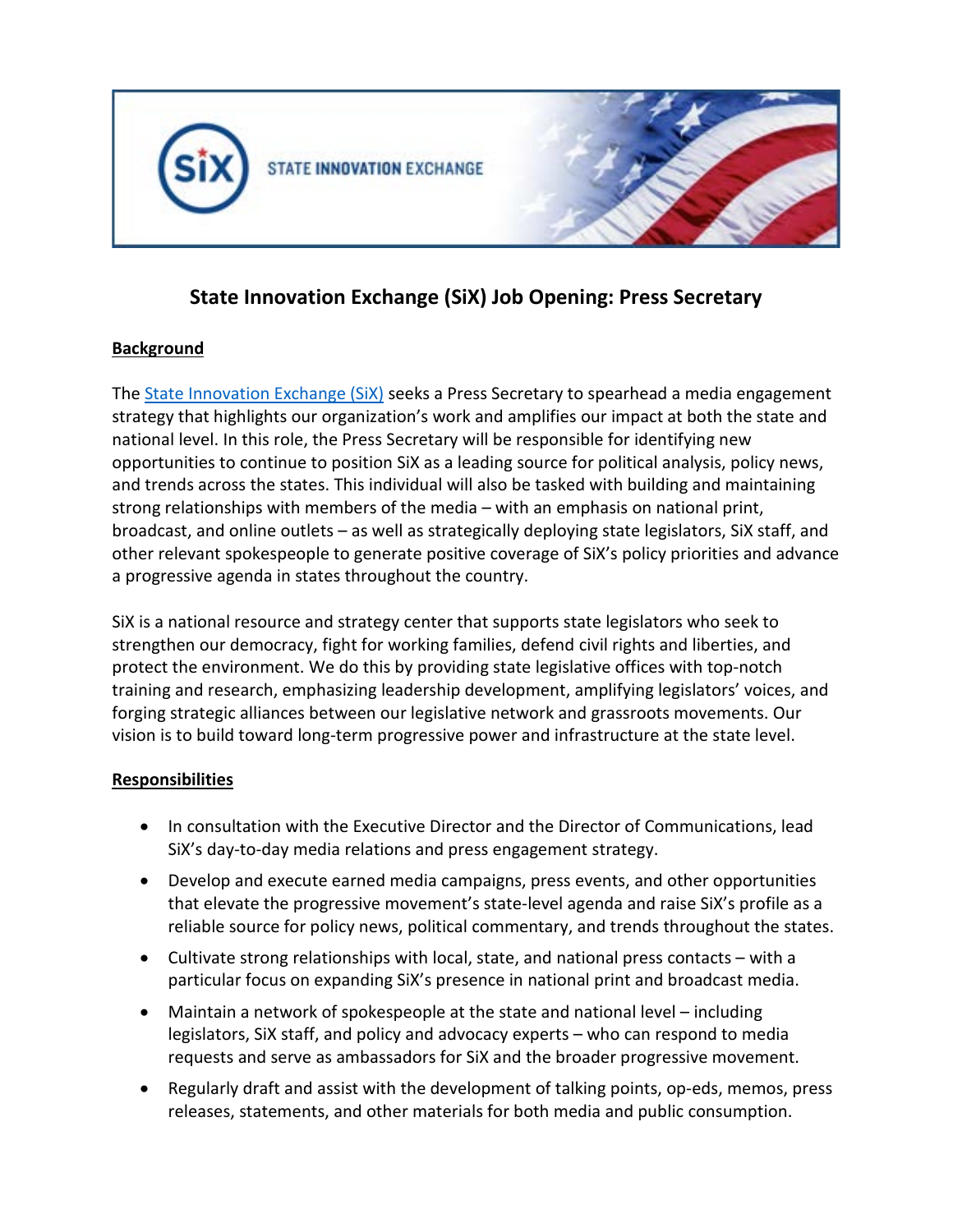# State Innovation Exchange (SiX) Job Opening: Press Secretary

## Background

The State Innovation Exchange (SiX) seeks a Press Secretary to spearhead a media engagement strategy that highlights our organization's work and amplifies our impact at both the state and national level. In this role, the Press Secretary will be responsible for identifying new opportunities to continue to position SiX as a leading source for political analysis, policy news, and trends across the states. This individual will also be tasked with building and maintaining strong relationships with members of the media – with an emphasis on national print, broadcast, and online outlets – as well as strategically deploying state legislators, SiX staff, and other relevant spokespeople to generate positive coverage of SiX's policy priorities and advance a progressive agenda in states throughout the country.

SiX is a national resource and strategy center that supports state legislators who seek to strengthen our democracy, fight for working families, defend civil rights and liberties, and protect the environment. We do this by providing state legislative offices with top-notch training and research, emphasizing leadership development, amplifying legislators' voices, and forging strategic alliances between our legislative network and grassroots movements. Our vision is to build toward long-term progressive power and infrastructure at the state level.

## Responsibilities

- In consultation with the Executive Director and the Director of Communications, lead SiX's day-to-day media relations and press engagement strategy.
- Develop and execute earned media campaigns, press events, and other opportunities that elevate the progressive movement's state-level agenda and raise SiX's profile as a reliable source for policy news, political commentary, and trends throughout the states.
- Cultivate strong relationships with local, state, and national press contacts – with a particular focus on expanding SiX's presence in national print and broadcast media.
- Maintain a network of spokespeople at the state and national level – including legislators, SiX staff, and policy and advocacy experts – who can respond to media requests and serve as ambassadors for SiX and the broader progressive movement.
- Regularly draft and assist with the development of talking points, op-eds, memos, press releases, statements, and other materials for both media and public consumption.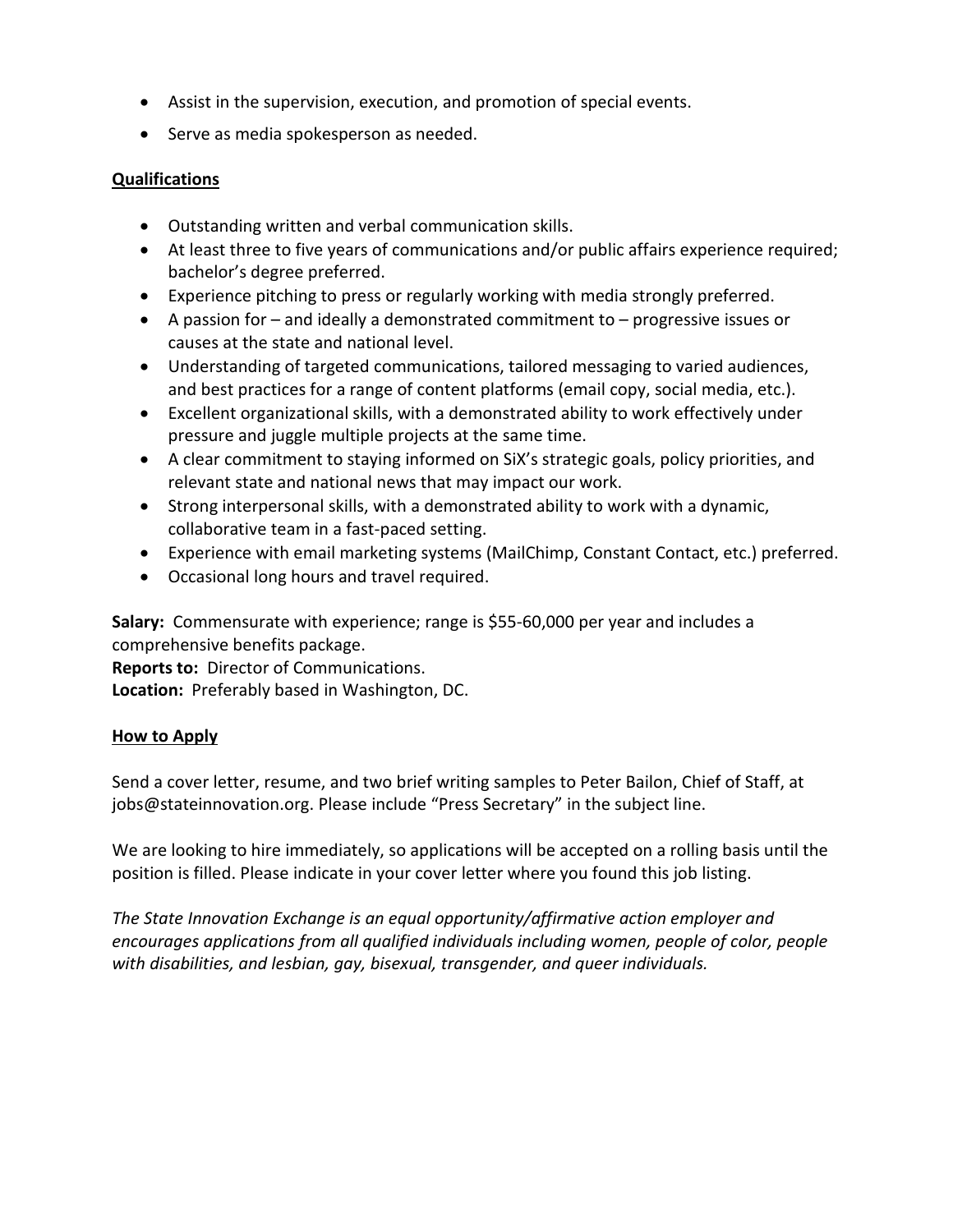- Assist in the supervision, execution, and promotion of special events.
- Serve as media spokesperson as needed.

## Qualifications

- Outstanding written and verbal communication skills.
- At least three to five years of communications and/or public affairs experience required; bachelor's degree preferred.
- Experience pitching to press or regularly working with media strongly preferred.
- A passion for – and ideally a demonstrated commitment to – progressive issues or causes at the state and national level.
- Understanding of targeted communications, tailored messaging to varied audiences, and best practices for a range of content platforms (email copy, social media, etc.).
- Excellent organizational skills, with a demonstrated ability to work effectively under pressure and juggle multiple projects at the same time.
- A clear commitment to staying informed on SiX's strategic goals, policy priorities, and relevant state and national news that may impact our work.
- Strong interpersonal skills, with a demonstrated ability to work with a dynamic, collaborative team in a fast-paced setting.
- Experience with email marketing systems (MailChimp, Constant Contact, etc.) preferred.
- Occasional long hours and travel required.

**Salary:** Commensurate with experience; range is $55-60,000 per year and includes a comprehensive benefits package.
**Reports to:** Director of Communications.
**Location:** Preferably based in Washington, DC.

## How to Apply

Send a cover letter, resume, and two brief writing samples to Peter Bailon, Chief of Staff, at jobs@stateinnovation.org. Please include "Press Secretary" in the subject line.

We are looking to hire immediately, so applications will be accepted on a rolling basis until the position is filled. Please indicate in your cover letter where you found this job listing.

*The State Innovation Exchange is an equal opportunity/affirmative action employer and encourages applications from all qualified individuals including women, people of color, people with disabilities, and lesbian, gay, bisexual, transgender, and queer individuals.*